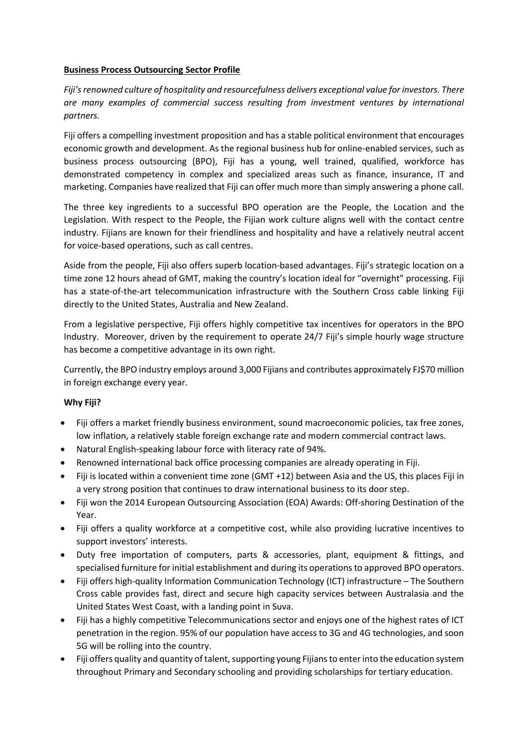**Business Process Outsourcing Sector Profile**

*Fiji's renowned culture of hospitality and resourcefulness delivers exceptional value for investors. There are many examples of commercial success resulting from investment ventures by international partners.*

Fiji offers a compelling investment proposition and has a stable political environment that encourages economic growth and development. As the regional business hub for online-enabled services, such as business process outsourcing (BPO), Fiji has a young, well trained, qualified, workforce has demonstrated competency in complex and specialized areas such as finance, insurance, IT and marketing. Companies have realized that Fiji can offer much more than simply answering a phone call.

The three key ingredients to a successful BPO operation are the People, the Location and the Legislation. With respect to the People, the Fijian work culture aligns well with the contact centre industry. Fijians are known for their friendliness and hospitality and have a relatively neutral accent for voice-based operations, such as call centres.

Aside from the people, Fiji also offers superb location-based advantages. Fiji's strategic location on a time zone 12 hours ahead of GMT, making the country's location ideal for "overnight" processing. Fiji has a state-of-the-art telecommunication infrastructure with the Southern Cross cable linking Fiji directly to the United States, Australia and New Zealand.

From a legislative perspective, Fiji offers highly competitive tax incentives for operators in the BPO Industry. Moreover, driven by the requirement to operate 24/7 Fiji's simple hourly wage structure has become a competitive advantage in its own right.

Currently, the BPO industry employs around 3,000 Fijians and contributes approximately FJ$70 million in foreign exchange every year.

**Why Fiji?**

- Fiji offers a market friendly business environment, sound macroeconomic policies, tax free zones, low inflation, a relatively stable foreign exchange rate and modern commercial contract laws.
- Natural English-speaking labour force with literacy rate of 94%.
- Renowned international back office processing companies are already operating in Fiji.
- Fiji is located within a convenient time zone (GMT +12) between Asia and the US, this places Fiji in a very strong position that continues to draw international business to its door step.
- Fiji won the 2014 European Outsourcing Association (EOA) Awards: Off-shoring Destination of the Year.
- Fiji offers a quality workforce at a competitive cost, while also providing lucrative incentives to support investors' interests.
- Duty free importation of computers, parts & accessories, plant, equipment & fittings, and specialised furniture for initial establishment and during its operations to approved BPO operators.
- Fiji offers high-quality Information Communication Technology (ICT) infrastructure – The Southern Cross cable provides fast, direct and secure high capacity services between Australasia and the United States West Coast, with a landing point in Suva.
- Fiji has a highly competitive Telecommunications sector and enjoys one of the highest rates of ICT penetration in the region. 95% of our population have access to 3G and 4G technologies, and soon 5G will be rolling into the country.
- Fiji offers quality and quantity of talent, supporting young Fijians to enter into the education system throughout Primary and Secondary schooling and providing scholarships for tertiary education.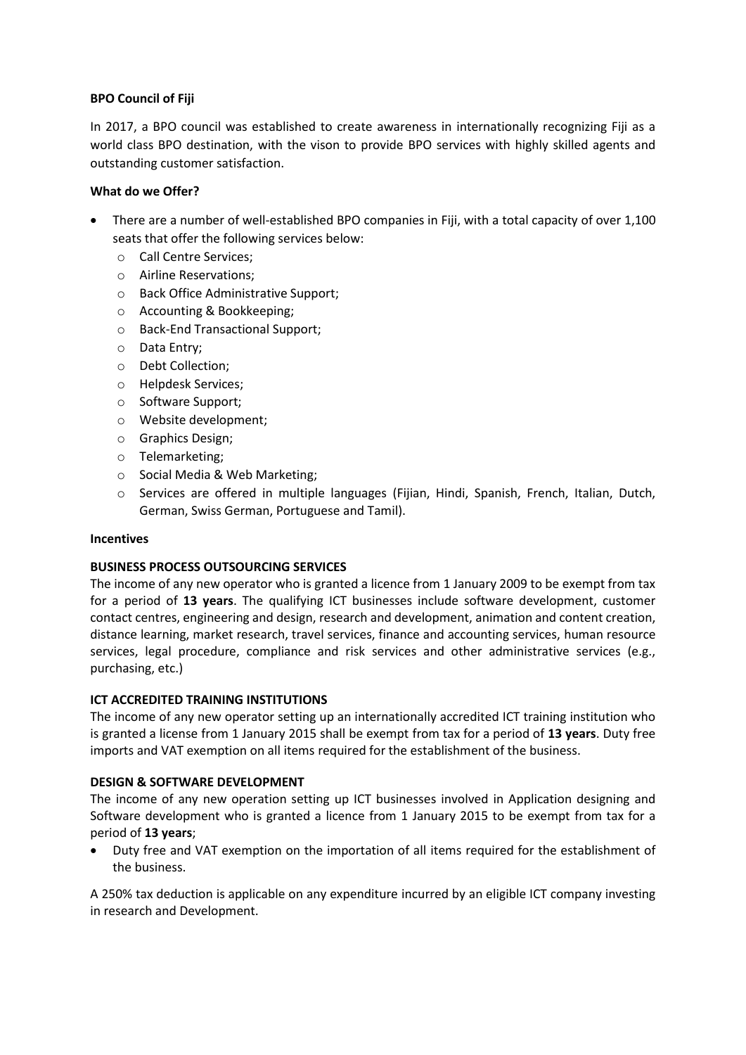**BPO Council of Fiji**

In 2017, a BPO council was established to create awareness in internationally recognizing Fiji as a world class BPO destination, with the vison to provide BPO services with highly skilled agents and outstanding customer satisfaction.

**What do we Offer?**

- There are a number of well-established BPO companies in Fiji, with a total capacity of over 1,100 seats that offer the following services below:
    - Call Centre Services;
    - Airline Reservations;
    - Back Office Administrative Support;
    - Accounting & Bookkeeping;
    - Back-End Transactional Support;
    - Data Entry;
    - Debt Collection;
    - Helpdesk Services;
    - Software Support;
    - Website development;
    - Graphics Design;
    - Telemarketing;
    - Social Media & Web Marketing;
    - Services are offered in multiple languages (Fijian, Hindi, Spanish, French, Italian, Dutch, German, Swiss German, Portuguese and Tamil).

**Incentives**

**BUSINESS PROCESS OUTSOURCING SERVICES**

The income of any new operator who is granted a licence from 1 January 2009 to be exempt from tax for a period of **13 years**. The qualifying ICT businesses include software development, customer contact centres, engineering and design, research and development, animation and content creation, distance learning, market research, travel services, finance and accounting services, human resource services, legal procedure, compliance and risk services and other administrative services (e.g., purchasing, etc.)

**ICT ACCREDITED TRAINING INSTITUTIONS**

The income of any new operator setting up an internationally accredited ICT training institution who is granted a license from 1 January 2015 shall be exempt from tax for a period of **13 years**. Duty free imports and VAT exemption on all items required for the establishment of the business.

**DESIGN & SOFTWARE DEVELOPMENT**

The income of any new operation setting up ICT businesses involved in Application designing and Software development who is granted a licence from 1 January 2015 to be exempt from tax for a period of **13 years**;

- Duty free and VAT exemption on the importation of all items required for the establishment of the business.

A 250% tax deduction is applicable on any expenditure incurred by an eligible ICT company investing in research and Development.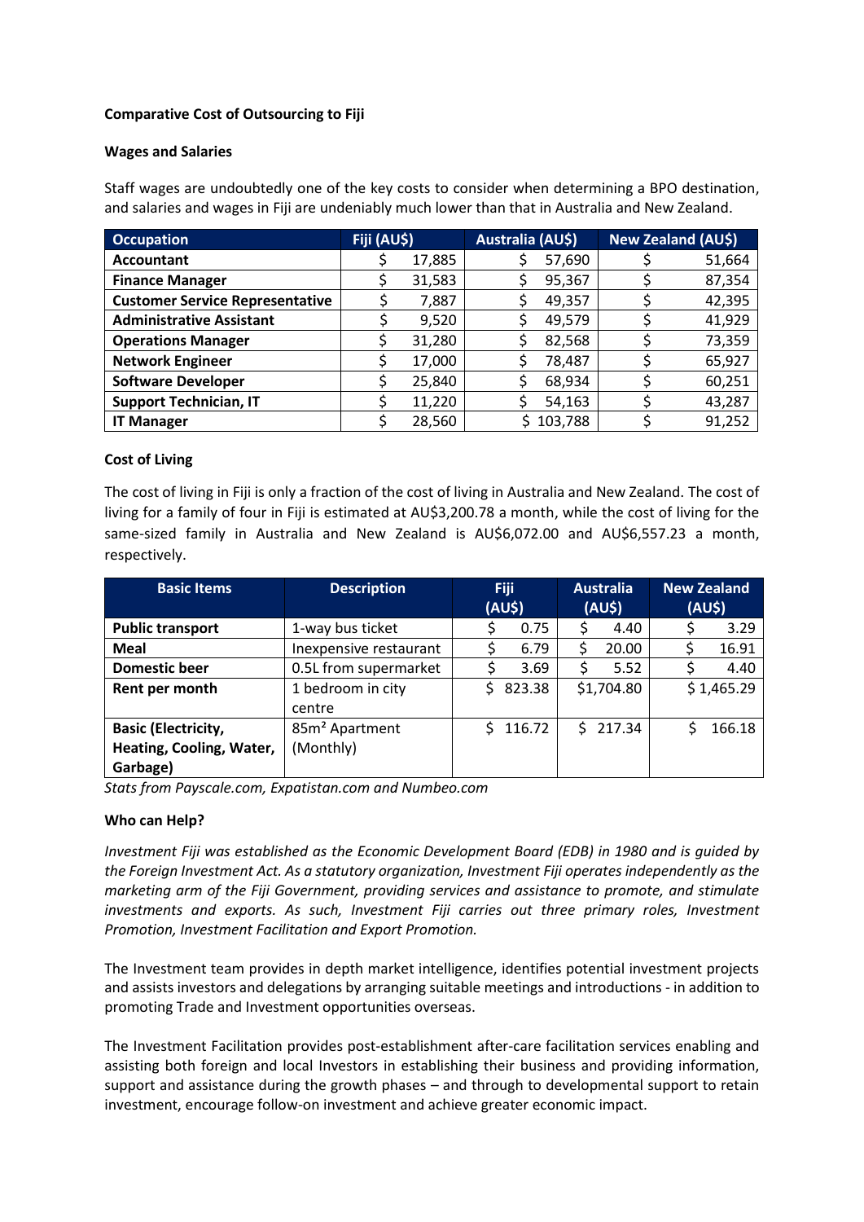**Comparative Cost of Outsourcing to Fiji**

**Wages and Salaries**

Staff wages are undoubtedly one of the key costs to consider when determining a BPO destination, and salaries and wages in Fiji are undeniably much lower than that in Australia and New Zealand.

| Occupation | Fiji (AU$) | Australia (AU$) | New Zealand (AU$) |
|---|---|---|---|
| **Accountant** | $ 17,885 | $ 57,690 | $ 51,664 |
| **Finance Manager** | $ 31,583 | $ 95,367 | $ 87,354 |
| **Customer Service Representative** | $ 7,887 | $ 49,357 | $ 42,395 |
| **Administrative Assistant** | $ 9,520 | $ 49,579 | $ 41,929 |
| **Operations Manager** | $ 31,280 | $ 82,568 | $ 73,359 |
| **Network Engineer** | $ 17,000 | $ 78,487 | $ 65,927 |
| **Software Developer** | $ 25,840 | $ 68,934 | $ 60,251 |
| **Support Technician, IT** | $ 11,220 | $ 54,163 | $ 43,287 |
| **IT Manager** | $ 28,560 | $ 103,788 | $ 91,252 |

**Cost of Living**

The cost of living in Fiji is only a fraction of the cost of living in Australia and New Zealand. The cost of living for a family of four in Fiji is estimated at AU$3,200.78 a month, while the cost of living for the same-sized family in Australia and New Zealand is AU$6,072.00 and AU$6,557.23 a month, respectively.

| Basic Items | Description | Fiji (AU$) | Australia (AU$) | New Zealand (AU$) |
|---|---|---|---|---|
| **Public transport** | 1-way bus ticket | $ 0.75 | $ 4.40 | $ 3.29 |
| **Meal** | Inexpensive restaurant | $ 6.79 | $ 20.00 | $ 16.91 |
| **Domestic beer** | 0.5L from supermarket | $ 3.69 | $ 5.52 | $ 4.40 |
| **Rent per month** | 1 bedroom in city centre | $ 823.38 | $1,704.80 | $ 1,465.29 |
| **Basic (Electricity, Heating, Cooling, Water, Garbage)** | 85m² Apartment (Monthly) | $ 116.72 | $ 217.34 | $ 166.18 |

*Stats from Payscale.com, Expatistan.com and Numbeo.com*

**Who can Help?**

*Investment Fiji was established as the Economic Development Board (EDB) in 1980 and is guided by the Foreign Investment Act. As a statutory organization, Investment Fiji operates independently as the marketing arm of the Fiji Government, providing services and assistance to promote, and stimulate investments and exports. As such, Investment Fiji carries out three primary roles, Investment Promotion, Investment Facilitation and Export Promotion.*

The Investment team provides in depth market intelligence, identifies potential investment projects and assists investors and delegations by arranging suitable meetings and introductions - in addition to promoting Trade and Investment opportunities overseas.

The Investment Facilitation provides post-establishment after-care facilitation services enabling and assisting both foreign and local Investors in establishing their business and providing information, support and assistance during the growth phases – and through to developmental support to retain investment, encourage follow-on investment and achieve greater economic impact.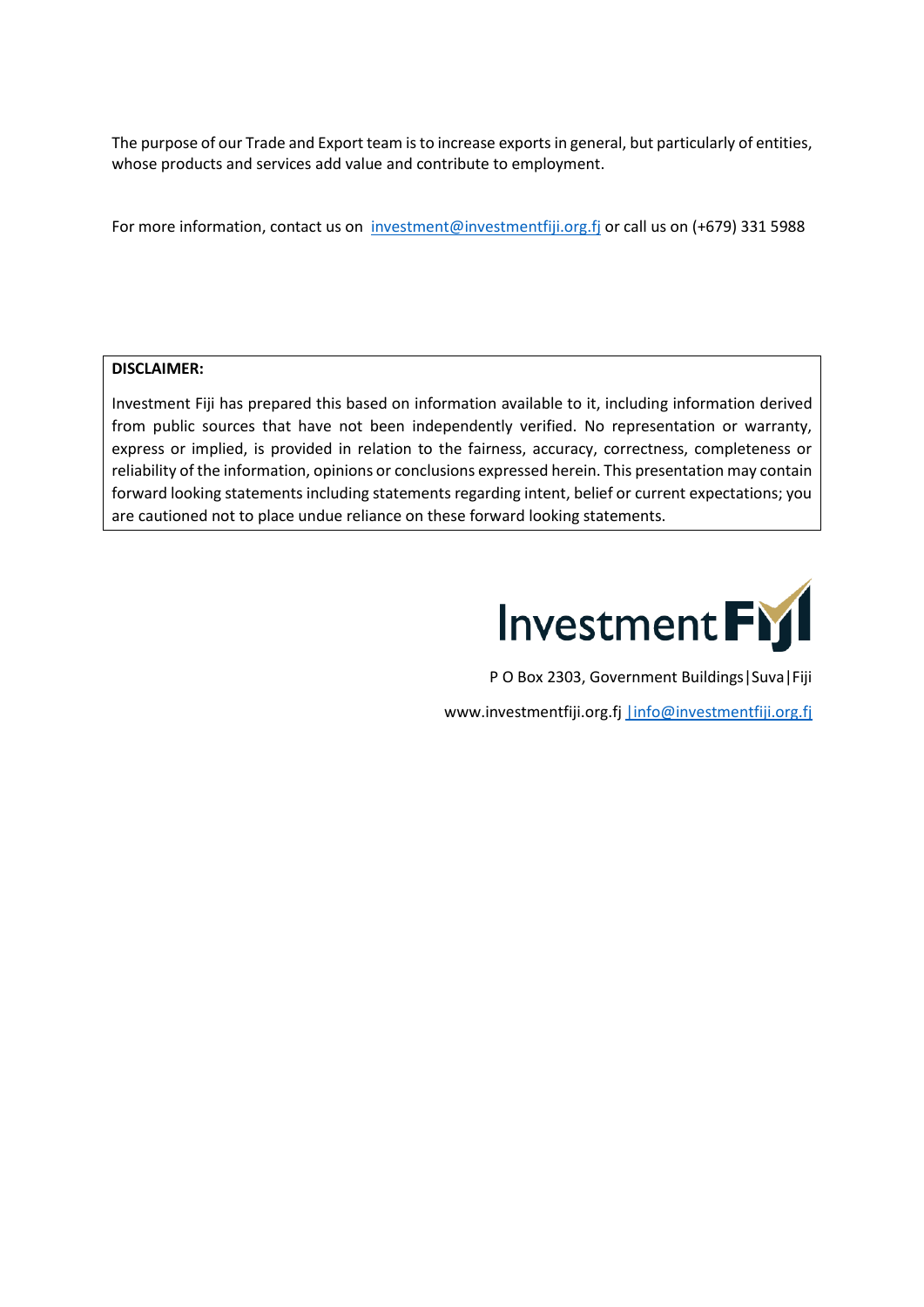The purpose of our Trade and Export team is to increase exports in general, but particularly of entities, whose products and services add value and contribute to employment.

For more information, contact us on investment@investmentfiji.org.fj or call us on (+679) 331 5988

**DISCLAIMER:**

Investment Fiji has prepared this based on information available to it, including information derived from public sources that have not been independently verified. No representation or warranty, express or implied, is provided in relation to the fairness, accuracy, correctness, completeness or reliability of the information, opinions or conclusions expressed herein. This presentation may contain forward looking statements including statements regarding intent, belief or current expectations; you are cautioned not to place undue reliance on these forward looking statements.

Investment Fiji

P O Box 2303, Government Buildings|Suva|Fiji

www.investmentfiji.org.fj |info@investmentfiji.org.fj